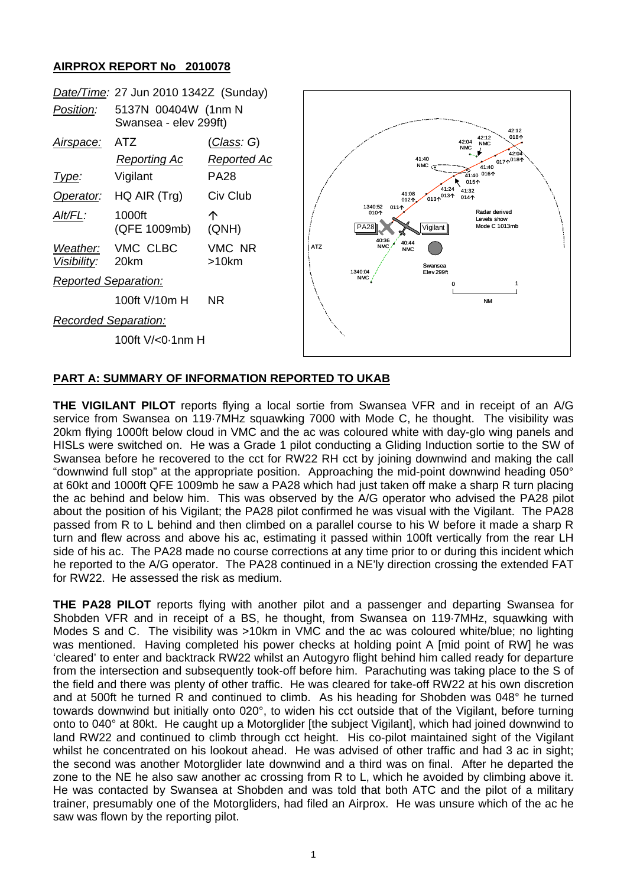**AIRPROX REPORT No 2010078**

| | | |
|---|---|---|
| *Date/Time:* | 27 Jun 2010 1342Z (Sunday) | |
| *Position:* | 5137N 00404W (1nm N Swansea - elev 299ft) | |
| *Airspace:* | ATZ | (*Class:* G) |
| | *Reporting Ac* | *Reported Ac* |
| *Type:* | Vigilant | PA28 |
| *Operator:* | HQ AIR (Trg) | Civ Club |
| *Alt/FL:* | 1000ft (QFE 1009mb) | ↑ (QNH) |
| *Weather:* | VMC CLBC | VMC NR |
| *Visibility:* | 20km | >10km |
| *Reported Separation:* | | |
| | 100ft V/10m H | NR |
| *Recorded Separation:* | | |
| | 100ft V/<0·1nm H | |

## PART A: SUMMARY OF INFORMATION REPORTED TO UKAB

**THE VIGILANT PILOT** reports flying a local sortie from Swansea VFR and in receipt of an A/G service from Swansea on 119·7MHz squawking 7000 with Mode C, he thought. The visibility was 20km flying 1000ft below cloud in VMC and the ac was coloured white with day-glo wing panels and HISLs were switched on. He was a Grade 1 pilot conducting a Gliding Induction sortie to the SW of Swansea before he recovered to the cct for RW22 RH cct by joining downwind and making the call "downwind full stop" at the appropriate position. Approaching the mid-point downwind heading 050° at 60kt and 1000ft QFE 1009mb he saw a PA28 which had just taken off make a sharp R turn placing the ac behind and below him. This was observed by the A/G operator who advised the PA28 pilot about the position of his Vigilant; the PA28 pilot confirmed he was visual with the Vigilant. The PA28 passed from R to L behind and then climbed on a parallel course to his W before it made a sharp R turn and flew across and above his ac, estimating it passed within 100ft vertically from the rear LH side of his ac. The PA28 made no course corrections at any time prior to or during this incident which he reported to the A/G operator. The PA28 continued in a NE'ly direction crossing the extended FAT for RW22. He assessed the risk as medium.

**THE PA28 PILOT** reports flying with another pilot and a passenger and departing Swansea for Shobden VFR and in receipt of a BS, he thought, from Swansea on 119·7MHz, squawking with Modes S and C. The visibility was >10km in VMC and the ac was coloured white/blue; no lighting was mentioned. Having completed his power checks at holding point A [mid point of RW] he was 'cleared' to enter and backtrack RW22 whilst an Autogyro flight behind him called ready for departure from the intersection and subsequently took-off before him. Parachuting was taking place to the S of the field and there was plenty of other traffic. He was cleared for take-off RW22 at his own discretion and at 500ft he turned R and continued to climb. As his heading for Shobden was 048° he turned towards downwind but initially onto 020°, to widen his cct outside that of the Vigilant, before turning onto to 040° at 80kt. He caught up a Motorglider [the subject Vigilant], which had joined downwind to land RW22 and continued to climb through cct height. His co-pilot maintained sight of the Vigilant whilst he concentrated on his lookout ahead. He was advised of other traffic and had 3 ac in sight; the second was another Motorglider late downwind and a third was on final. After he departed the zone to the NE he also saw another ac crossing from R to L, which he avoided by climbing above it. He was contacted by Swansea at Shobden and was told that both ATC and the pilot of a military trainer, presumably one of the Motorgliders, had filed an Airprox. He was unsure which of the ac he saw was flown by the reporting pilot.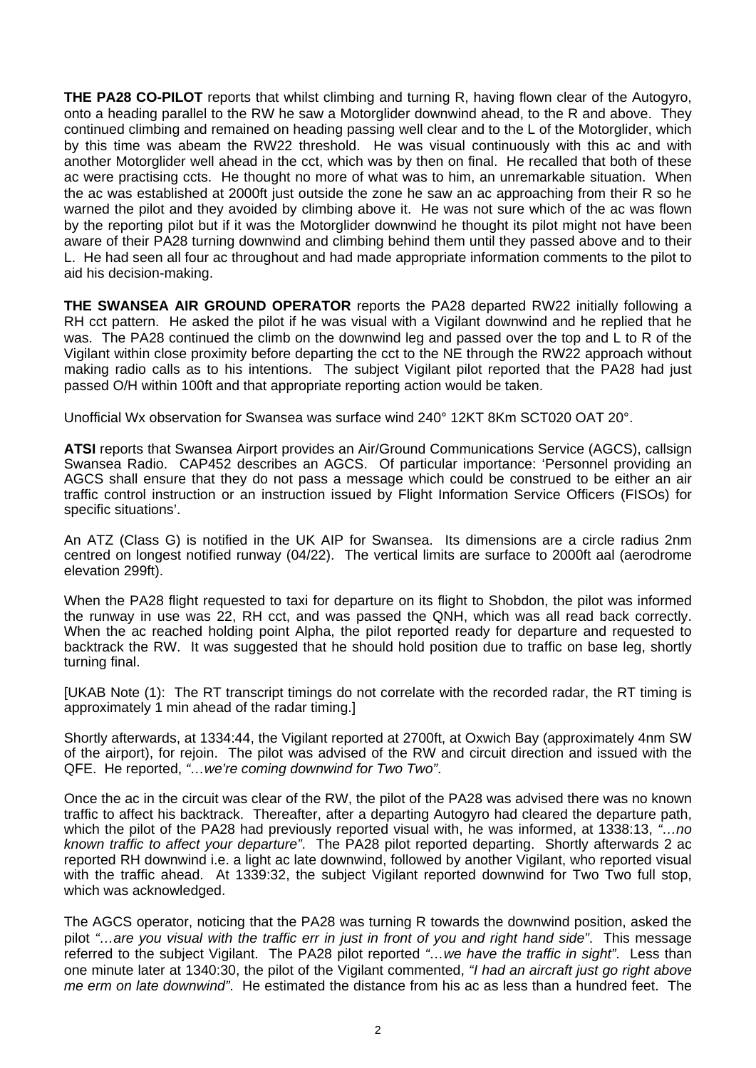**THE PA28 CO-PILOT** reports that whilst climbing and turning R, having flown clear of the Autogyro, onto a heading parallel to the RW he saw a Motorglider downwind ahead, to the R and above. They continued climbing and remained on heading passing well clear and to the L of the Motorglider, which by this time was abeam the RW22 threshold. He was visual continuously with this ac and with another Motorglider well ahead in the cct, which was by then on final. He recalled that both of these ac were practising ccts. He thought no more of what was to him, an unremarkable situation. When the ac was established at 2000ft just outside the zone he saw an ac approaching from their R so he warned the pilot and they avoided by climbing above it. He was not sure which of the ac was flown by the reporting pilot but if it was the Motorglider downwind he thought its pilot might not have been aware of their PA28 turning downwind and climbing behind them until they passed above and to their L. He had seen all four ac throughout and had made appropriate information comments to the pilot to aid his decision-making.

**THE SWANSEA AIR GROUND OPERATOR** reports the PA28 departed RW22 initially following a RH cct pattern. He asked the pilot if he was visual with a Vigilant downwind and he replied that he was. The PA28 continued the climb on the downwind leg and passed over the top and L to R of the Vigilant within close proximity before departing the cct to the NE through the RW22 approach without making radio calls as to his intentions. The subject Vigilant pilot reported that the PA28 had just passed O/H within 100ft and that appropriate reporting action would be taken.

Unofficial Wx observation for Swansea was surface wind 240° 12KT 8Km SCT020 OAT 20°.

**ATSI** reports that Swansea Airport provides an Air/Ground Communications Service (AGCS), callsign Swansea Radio. CAP452 describes an AGCS. Of particular importance: 'Personnel providing an AGCS shall ensure that they do not pass a message which could be construed to be either an air traffic control instruction or an instruction issued by Flight Information Service Officers (FISOs) for specific situations'.

An ATZ (Class G) is notified in the UK AIP for Swansea. Its dimensions are a circle radius 2nm centred on longest notified runway (04/22). The vertical limits are surface to 2000ft aal (aerodrome elevation 299ft).

When the PA28 flight requested to taxi for departure on its flight to Shobdon, the pilot was informed the runway in use was 22, RH cct, and was passed the QNH, which was all read back correctly. When the ac reached holding point Alpha, the pilot reported ready for departure and requested to backtrack the RW. It was suggested that he should hold position due to traffic on base leg, shortly turning final.

[UKAB Note (1): The RT transcript timings do not correlate with the recorded radar, the RT timing is approximately 1 min ahead of the radar timing.]

Shortly afterwards, at 1334:44, the Vigilant reported at 2700ft, at Oxwich Bay (approximately 4nm SW of the airport), for rejoin. The pilot was advised of the RW and circuit direction and issued with the QFE. He reported, *"…we're coming downwind for Two Two"*.

Once the ac in the circuit was clear of the RW, the pilot of the PA28 was advised there was no known traffic to affect his backtrack. Thereafter, after a departing Autogyro had cleared the departure path, which the pilot of the PA28 had previously reported visual with, he was informed, at 1338:13, *"…no known traffic to affect your departure"*. The PA28 pilot reported departing. Shortly afterwards 2 ac reported RH downwind i.e. a light ac late downwind, followed by another Vigilant, who reported visual with the traffic ahead. At 1339:32, the subject Vigilant reported downwind for Two Two full stop, which was acknowledged.

The AGCS operator, noticing that the PA28 was turning R towards the downwind position, asked the pilot *"…are you visual with the traffic err in just in front of you and right hand side"*. This message referred to the subject Vigilant. The PA28 pilot reported *"…we have the traffic in sight"*. Less than one minute later at 1340:30, the pilot of the Vigilant commented, *"I had an aircraft just go right above me erm on late downwind"*. He estimated the distance from his ac as less than a hundred feet. The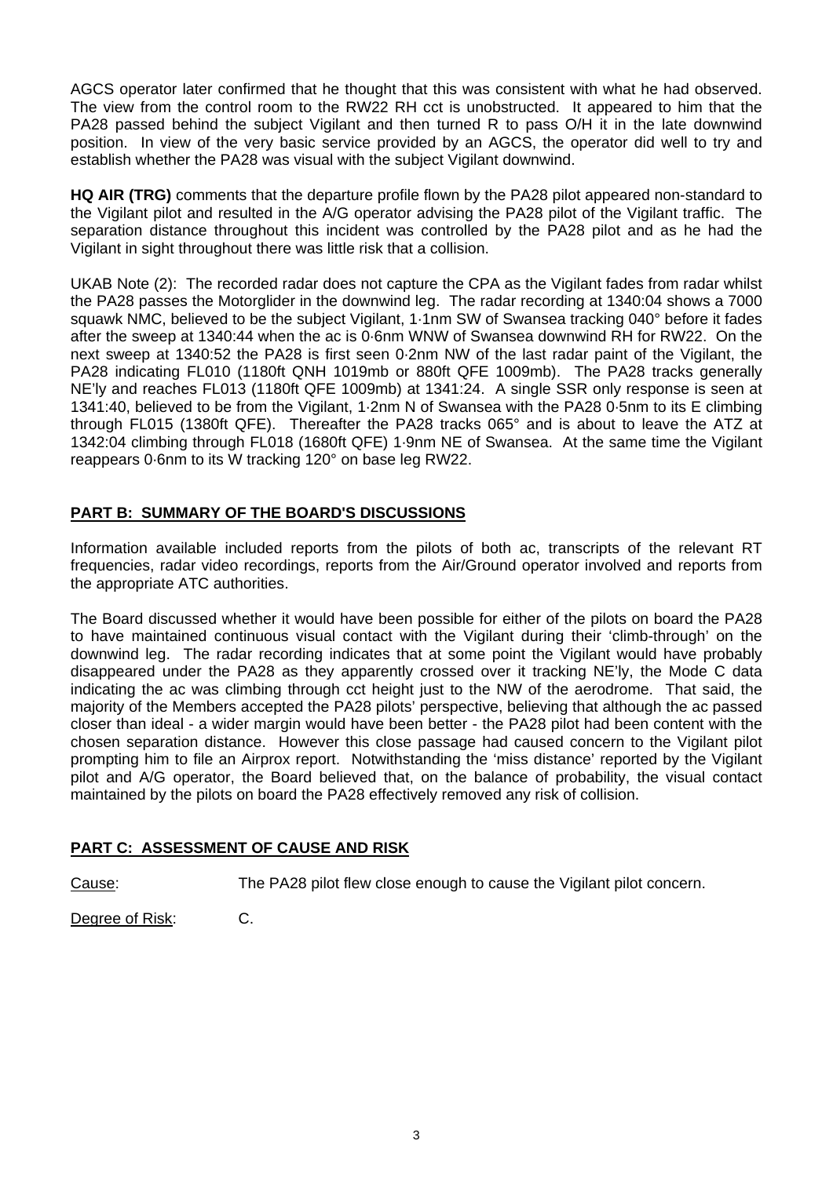AGCS operator later confirmed that he thought that this was consistent with what he had observed. The view from the control room to the RW22 RH cct is unobstructed. It appeared to him that the PA28 passed behind the subject Vigilant and then turned R to pass O/H it in the late downwind position. In view of the very basic service provided by an AGCS, the operator did well to try and establish whether the PA28 was visual with the subject Vigilant downwind.

**HQ AIR (TRG)** comments that the departure profile flown by the PA28 pilot appeared non-standard to the Vigilant pilot and resulted in the A/G operator advising the PA28 pilot of the Vigilant traffic. The separation distance throughout this incident was controlled by the PA28 pilot and as he had the Vigilant in sight throughout there was little risk that a collision.

UKAB Note (2): The recorded radar does not capture the CPA as the Vigilant fades from radar whilst the PA28 passes the Motorglider in the downwind leg. The radar recording at 1340:04 shows a 7000 squawk NMC, believed to be the subject Vigilant, 1·1nm SW of Swansea tracking 040° before it fades after the sweep at 1340:44 when the ac is 0·6nm WNW of Swansea downwind RH for RW22. On the next sweep at 1340:52 the PA28 is first seen 0·2nm NW of the last radar paint of the Vigilant, the PA28 indicating FL010 (1180ft QNH 1019mb or 880ft QFE 1009mb). The PA28 tracks generally NE'ly and reaches FL013 (1180ft QFE 1009mb) at 1341:24. A single SSR only response is seen at 1341:40, believed to be from the Vigilant, 1·2nm N of Swansea with the PA28 0·5nm to its E climbing through FL015 (1380ft QFE). Thereafter the PA28 tracks 065° and is about to leave the ATZ at 1342:04 climbing through FL018 (1680ft QFE) 1·9nm NE of Swansea. At the same time the Vigilant reappears 0·6nm to its W tracking 120° on base leg RW22.

## PART B: SUMMARY OF THE BOARD'S DISCUSSIONS

Information available included reports from the pilots of both ac, transcripts of the relevant RT frequencies, radar video recordings, reports from the Air/Ground operator involved and reports from the appropriate ATC authorities.

The Board discussed whether it would have been possible for either of the pilots on board the PA28 to have maintained continuous visual contact with the Vigilant during their 'climb-through' on the downwind leg. The radar recording indicates that at some point the Vigilant would have probably disappeared under the PA28 as they apparently crossed over it tracking NE'ly, the Mode C data indicating the ac was climbing through cct height just to the NW of the aerodrome. That said, the majority of the Members accepted the PA28 pilots' perspective, believing that although the ac passed closer than ideal - a wider margin would have been better - the PA28 pilot had been content with the chosen separation distance. However this close passage had caused concern to the Vigilant pilot prompting him to file an Airprox report. Notwithstanding the 'miss distance' reported by the Vigilant pilot and A/G operator, the Board believed that, on the balance of probability, the visual contact maintained by the pilots on board the PA28 effectively removed any risk of collision.

## PART C: ASSESSMENT OF CAUSE AND RISK

Cause: The PA28 pilot flew close enough to cause the Vigilant pilot concern.

Degree of Risk: C.